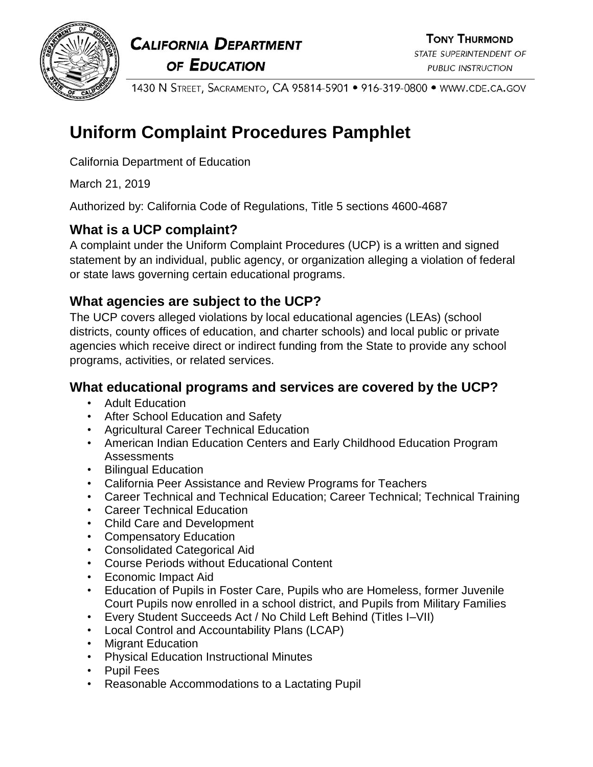CALIFORNIA DEPARTMENT OF EDUCATION

TONY THURMOND
STATE SUPERINTENDENT OF PUBLIC INSTRUCTION

1430 N STREET, SACRAMENTO, CA 95814-5901 • 916-319-0800 • WWW.CDE.CA.GOV

# Uniform Complaint Procedures Pamphlet

California Department of Education

March 21, 2019

Authorized by: California Code of Regulations, Title 5 sections 4600-4687

## What is a UCP complaint?

A complaint under the Uniform Complaint Procedures (UCP) is a written and signed statement by an individual, public agency, or organization alleging a violation of federal or state laws governing certain educational programs.

## What agencies are subject to the UCP?

The UCP covers alleged violations by local educational agencies (LEAs) (school districts, county offices of education, and charter schools) and local public or private agencies which receive direct or indirect funding from the State to provide any school programs, activities, or related services.

## What educational programs and services are covered by the UCP?

- Adult Education
- After School Education and Safety
- Agricultural Career Technical Education
- American Indian Education Centers and Early Childhood Education Program Assessments
- Bilingual Education
- California Peer Assistance and Review Programs for Teachers
- Career Technical and Technical Education; Career Technical; Technical Training
- Career Technical Education
- Child Care and Development
- Compensatory Education
- Consolidated Categorical Aid
- Course Periods without Educational Content
- Economic Impact Aid
- Education of Pupils in Foster Care, Pupils who are Homeless, former Juvenile Court Pupils now enrolled in a school district, and Pupils from Military Families
- Every Student Succeeds Act / No Child Left Behind (Titles I–VII)
- Local Control and Accountability Plans (LCAP)
- Migrant Education
- Physical Education Instructional Minutes
- Pupil Fees
- Reasonable Accommodations to a Lactating Pupil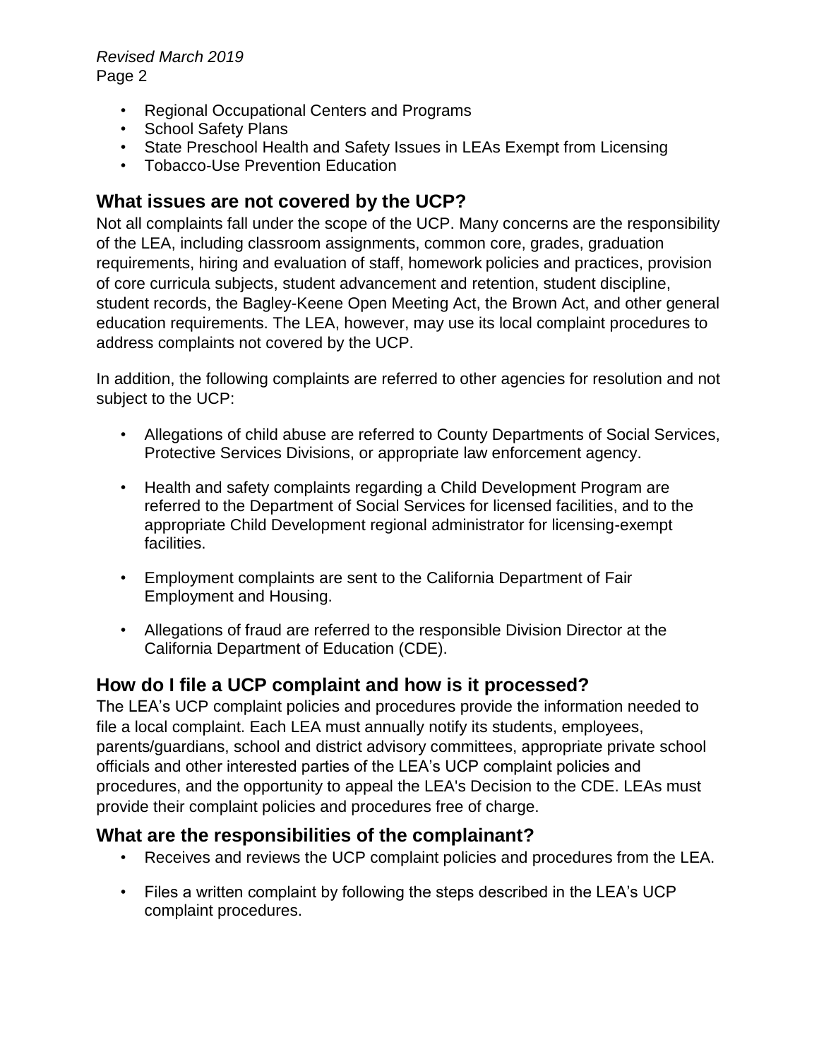- Regional Occupational Centers and Programs
- School Safety Plans
- State Preschool Health and Safety Issues in LEAs Exempt from Licensing
- Tobacco-Use Prevention Education

## What issues are not covered by the UCP?

Not all complaints fall under the scope of the UCP. Many concerns are the responsibility of the LEA, including classroom assignments, common core, grades, graduation requirements, hiring and evaluation of staff, homework policies and practices, provision of core curricula subjects, student advancement and retention, student discipline, student records, the Bagley-Keene Open Meeting Act, the Brown Act, and other general education requirements. The LEA, however, may use its local complaint procedures to address complaints not covered by the UCP.

In addition, the following complaints are referred to other agencies for resolution and not subject to the UCP:

- Allegations of child abuse are referred to County Departments of Social Services, Protective Services Divisions, or appropriate law enforcement agency.
- Health and safety complaints regarding a Child Development Program are referred to the Department of Social Services for licensed facilities, and to the appropriate Child Development regional administrator for licensing-exempt facilities.
- Employment complaints are sent to the California Department of Fair Employment and Housing.
- Allegations of fraud are referred to the responsible Division Director at the California Department of Education (CDE).

## How do I file a UCP complaint and how is it processed?

The LEA's UCP complaint policies and procedures provide the information needed to file a local complaint. Each LEA must annually notify its students, employees, parents/guardians, school and district advisory committees, appropriate private school officials and other interested parties of the LEA's UCP complaint policies and procedures, and the opportunity to appeal the LEA's Decision to the CDE. LEAs must provide their complaint policies and procedures free of charge.

## What are the responsibilities of the complainant?

- Receives and reviews the UCP complaint policies and procedures from the LEA.
- Files a written complaint by following the steps described in the LEA's UCP complaint procedures.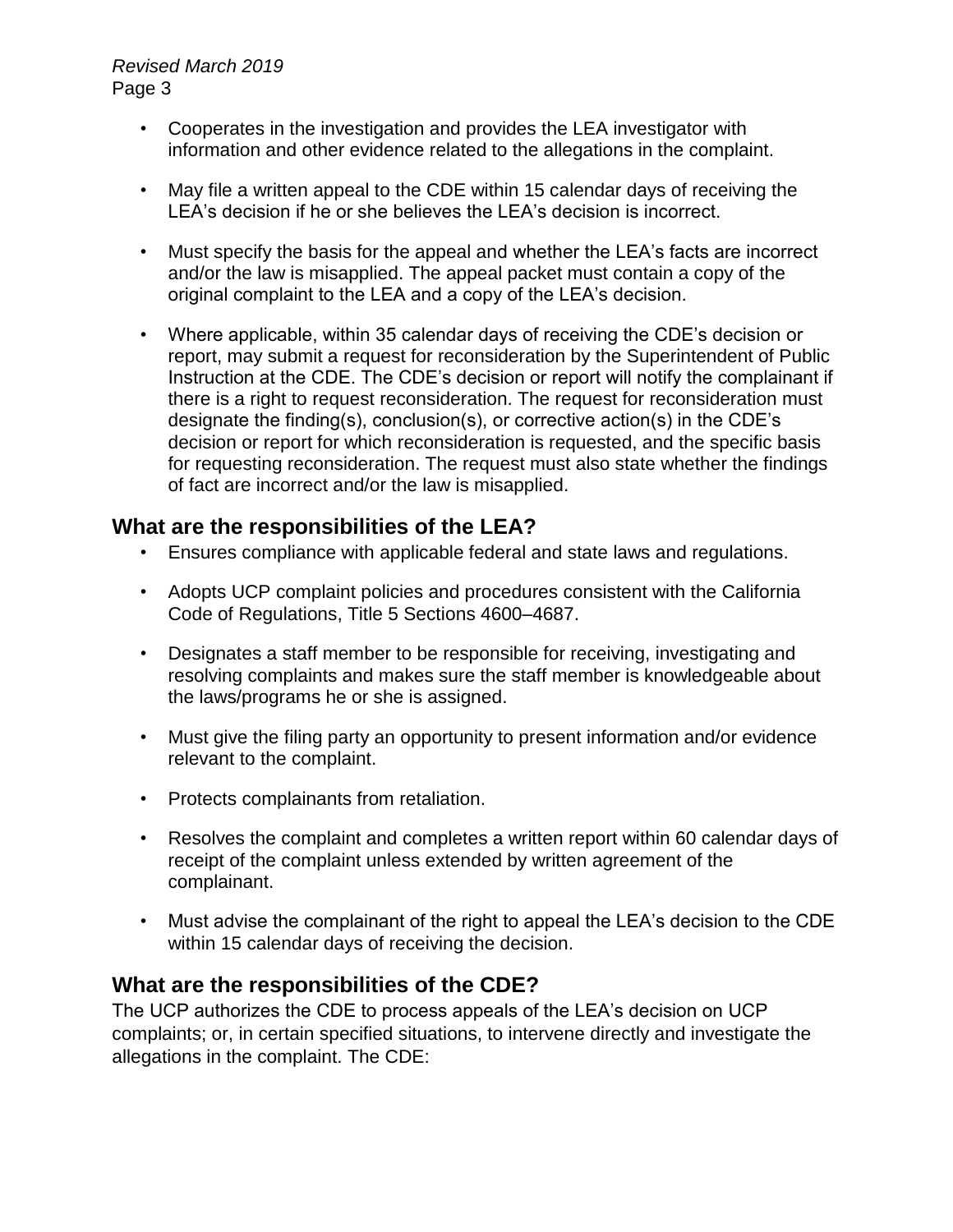- Cooperates in the investigation and provides the LEA investigator with information and other evidence related to the allegations in the complaint.
- May file a written appeal to the CDE within 15 calendar days of receiving the LEA's decision if he or she believes the LEA's decision is incorrect.
- Must specify the basis for the appeal and whether the LEA's facts are incorrect and/or the law is misapplied. The appeal packet must contain a copy of the original complaint to the LEA and a copy of the LEA's decision.
- Where applicable, within 35 calendar days of receiving the CDE's decision or report, may submit a request for reconsideration by the Superintendent of Public Instruction at the CDE. The CDE's decision or report will notify the complainant if there is a right to request reconsideration. The request for reconsideration must designate the finding(s), conclusion(s), or corrective action(s) in the CDE's decision or report for which reconsideration is requested, and the specific basis for requesting reconsideration. The request must also state whether the findings of fact are incorrect and/or the law is misapplied.

## What are the responsibilities of the LEA?

- Ensures compliance with applicable federal and state laws and regulations.
- Adopts UCP complaint policies and procedures consistent with the California Code of Regulations, Title 5 Sections 4600–4687.
- Designates a staff member to be responsible for receiving, investigating and resolving complaints and makes sure the staff member is knowledgeable about the laws/programs he or she is assigned.
- Must give the filing party an opportunity to present information and/or evidence relevant to the complaint.
- Protects complainants from retaliation.
- Resolves the complaint and completes a written report within 60 calendar days of receipt of the complaint unless extended by written agreement of the complainant.
- Must advise the complainant of the right to appeal the LEA's decision to the CDE within 15 calendar days of receiving the decision.

## What are the responsibilities of the CDE?

The UCP authorizes the CDE to process appeals of the LEA's decision on UCP complaints; or, in certain specified situations, to intervene directly and investigate the allegations in the complaint. The CDE: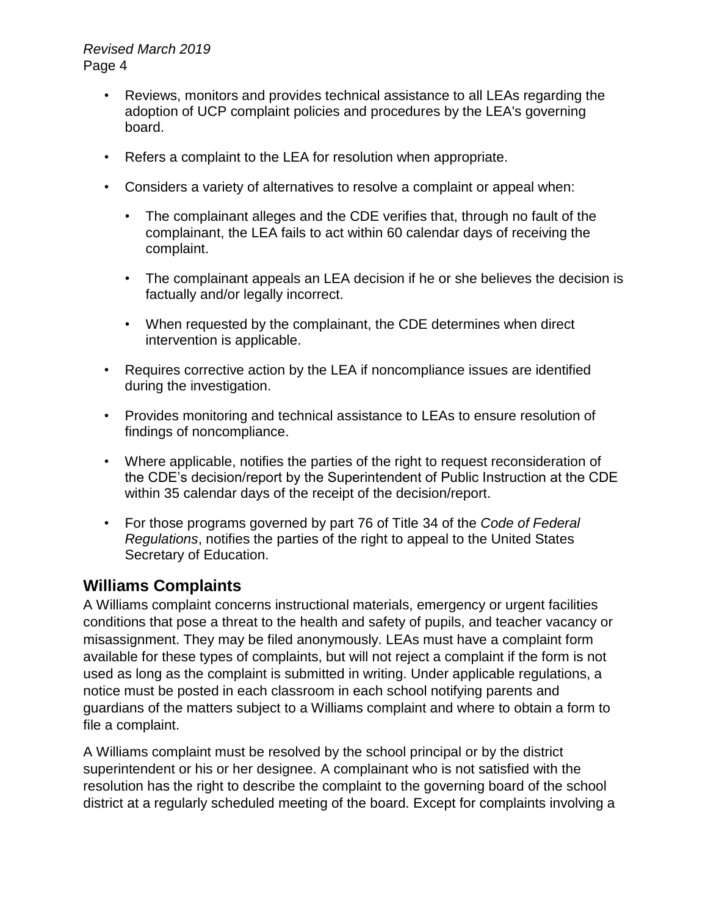- Reviews, monitors and provides technical assistance to all LEAs regarding the adoption of UCP complaint policies and procedures by the LEA's governing board.
- Refers a complaint to the LEA for resolution when appropriate.
- Considers a variety of alternatives to resolve a complaint or appeal when:
  - The complainant alleges and the CDE verifies that, through no fault of the complainant, the LEA fails to act within 60 calendar days of receiving the complaint.
  - The complainant appeals an LEA decision if he or she believes the decision is factually and/or legally incorrect.
  - When requested by the complainant, the CDE determines when direct intervention is applicable.
- Requires corrective action by the LEA if noncompliance issues are identified during the investigation.
- Provides monitoring and technical assistance to LEAs to ensure resolution of findings of noncompliance.
- Where applicable, notifies the parties of the right to request reconsideration of the CDE's decision/report by the Superintendent of Public Instruction at the CDE within 35 calendar days of the receipt of the decision/report.
- For those programs governed by part 76 of Title 34 of the *Code of Federal Regulations*, notifies the parties of the right to appeal to the United States Secretary of Education.

## Williams Complaints

A Williams complaint concerns instructional materials, emergency or urgent facilities conditions that pose a threat to the health and safety of pupils, and teacher vacancy or misassignment. They may be filed anonymously. LEAs must have a complaint form available for these types of complaints, but will not reject a complaint if the form is not used as long as the complaint is submitted in writing. Under applicable regulations, a notice must be posted in each classroom in each school notifying parents and guardians of the matters subject to a Williams complaint and where to obtain a form to file a complaint.

A Williams complaint must be resolved by the school principal or by the district superintendent or his or her designee. A complainant who is not satisfied with the resolution has the right to describe the complaint to the governing board of the school district at a regularly scheduled meeting of the board. Except for complaints involving a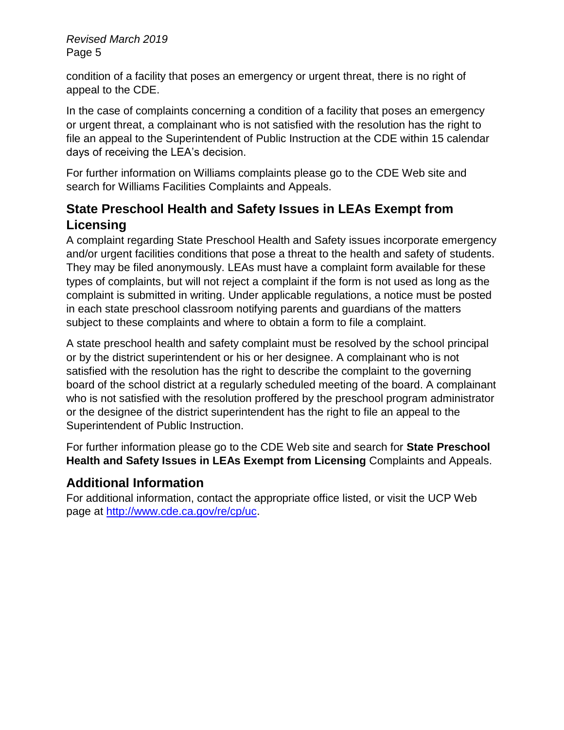condition of a facility that poses an emergency or urgent threat, there is no right of appeal to the CDE.

In the case of complaints concerning a condition of a facility that poses an emergency or urgent threat, a complainant who is not satisfied with the resolution has the right to file an appeal to the Superintendent of Public Instruction at the CDE within 15 calendar days of receiving the LEA's decision.

For further information on Williams complaints please go to the CDE Web site and search for Williams Facilities Complaints and Appeals.

## State Preschool Health and Safety Issues in LEAs Exempt from Licensing

A complaint regarding State Preschool Health and Safety issues incorporate emergency and/or urgent facilities conditions that pose a threat to the health and safety of students. They may be filed anonymously. LEAs must have a complaint form available for these types of complaints, but will not reject a complaint if the form is not used as long as the complaint is submitted in writing. Under applicable regulations, a notice must be posted in each state preschool classroom notifying parents and guardians of the matters subject to these complaints and where to obtain a form to file a complaint.

A state preschool health and safety complaint must be resolved by the school principal or by the district superintendent or his or her designee. A complainant who is not satisfied with the resolution has the right to describe the complaint to the governing board of the school district at a regularly scheduled meeting of the board. A complainant who is not satisfied with the resolution proffered by the preschool program administrator or the designee of the district superintendent has the right to file an appeal to the Superintendent of Public Instruction.

For further information please go to the CDE Web site and search for **State Preschool Health and Safety Issues in LEAs Exempt from Licensing** Complaints and Appeals.

## Additional Information

For additional information, contact the appropriate office listed, or visit the UCP Web page at [http://www.cde.ca.gov/re/cp/uc](http://www.cde.ca.gov/re/cp/uc).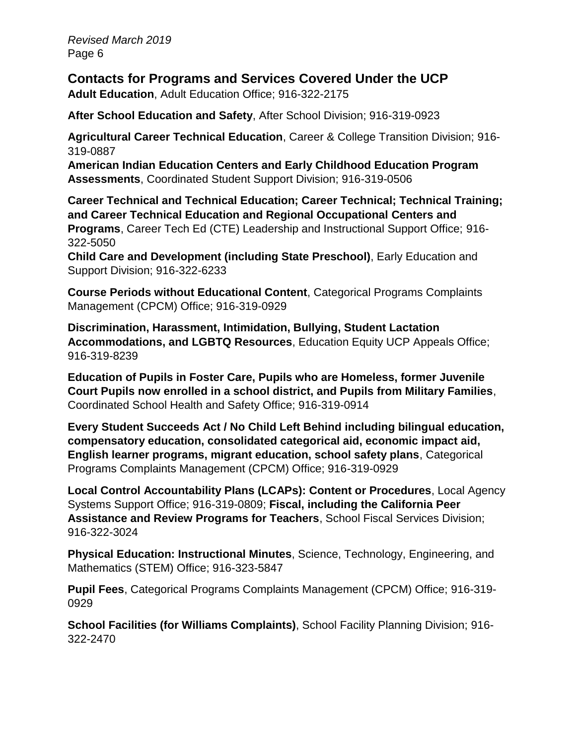## Contacts for Programs and Services Covered Under the UCP

**Adult Education**, Adult Education Office; 916-322-2175

**After School Education and Safety**, After School Division; 916-319-0923

**Agricultural Career Technical Education**, Career & College Transition Division; 916-319-0887

**American Indian Education Centers and Early Childhood Education Program Assessments**, Coordinated Student Support Division; 916-319-0506

**Career Technical and Technical Education; Career Technical; Technical Training; and Career Technical Education and Regional Occupational Centers and Programs**, Career Tech Ed (CTE) Leadership and Instructional Support Office; 916-322-5050

**Child Care and Development (including State Preschool)**, Early Education and Support Division; 916-322-6233

**Course Periods without Educational Content**, Categorical Programs Complaints Management (CPCM) Office; 916-319-0929

**Discrimination, Harassment, Intimidation, Bullying, Student Lactation Accommodations, and LGBTQ Resources**, Education Equity UCP Appeals Office; 916-319-8239

**Education of Pupils in Foster Care, Pupils who are Homeless, former Juvenile Court Pupils now enrolled in a school district, and Pupils from Military Families**, Coordinated School Health and Safety Office; 916-319-0914

**Every Student Succeeds Act / No Child Left Behind including bilingual education, compensatory education, consolidated categorical aid, economic impact aid, English learner programs, migrant education, school safety plans**, Categorical Programs Complaints Management (CPCM) Office; 916-319-0929

**Local Control Accountability Plans (LCAPs): Content or Procedures**, Local Agency Systems Support Office; 916-319-0809; **Fiscal, including the California Peer Assistance and Review Programs for Teachers**, School Fiscal Services Division; 916-322-3024

**Physical Education: Instructional Minutes**, Science, Technology, Engineering, and Mathematics (STEM) Office; 916-323-5847

**Pupil Fees**, Categorical Programs Complaints Management (CPCM) Office; 916-319-0929

**School Facilities (for Williams Complaints)**, School Facility Planning Division; 916-322-2470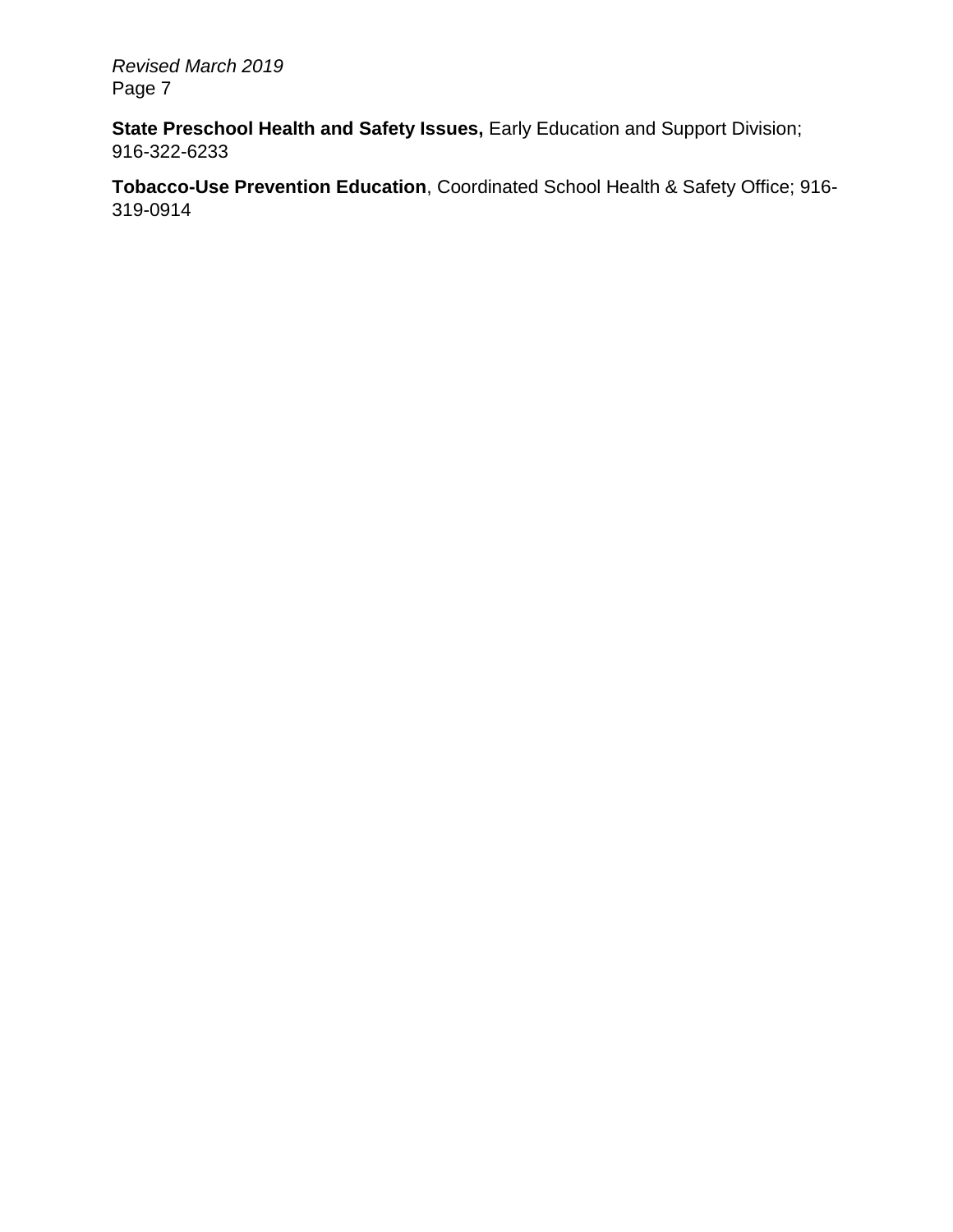**State Preschool Health and Safety Issues,** Early Education and Support Division; 916-322-6233

**Tobacco-Use Prevention Education**, Coordinated School Health & Safety Office; 916-319-0914